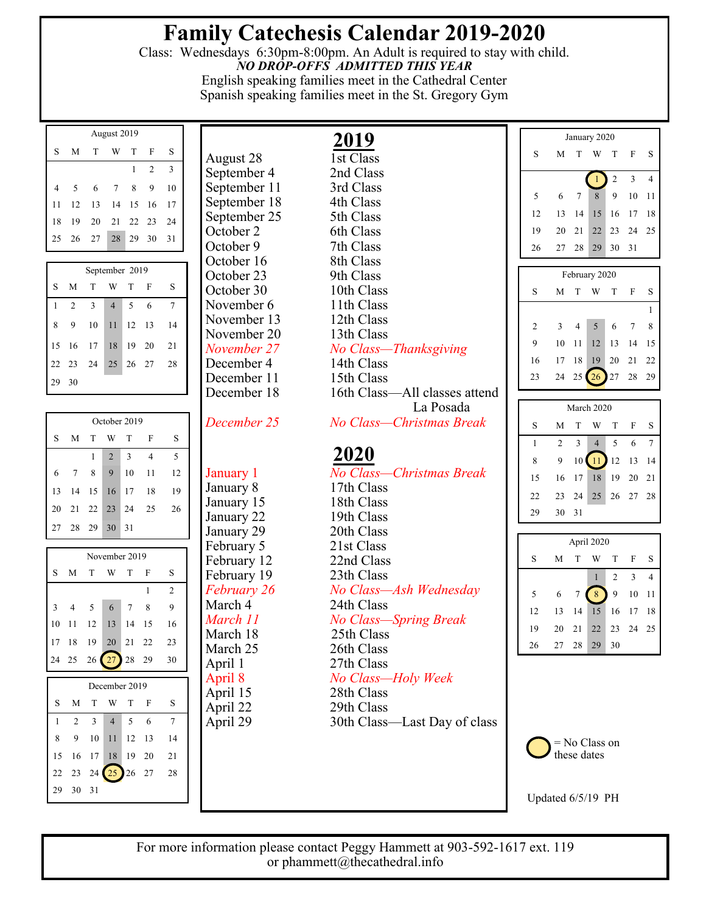# Family Catechesis Calendar 2019-2020

Class: Wednesdays 6:30pm-8:00pm. An Adult is required to stay with child.

***NO DROP-OFFS ADMITTED THIS YEAR***

English speaking families meet in the Cathedral Center

Spanish speaking families meet in the St. Gregory Gym

## 2019

| Date | Class |
|---|---|
| August 28 | 1st Class |
| September 4 | 2nd Class |
| September 11 | 3rd Class |
| September 18 | 4th Class |
| September 25 | 5th Class |
| October 2 | 6th Class |
| October 9 | 7th Class |
| October 16 | 8th Class |
| October 23 | 9th Class |
| October 30 | 10th Class |
| November 6 | 11th Class |
| November 13 | 12th Class |
| November 20 | 13th Class |
| *November 27* | *No Class—Thanksgiving* |
| December 4 | 14th Class |
| December 11 | 15th Class |
| December 18 | 16th Class—All classes attend La Posada |
| *December 25* | *No Class—Christmas Break* |

## 2020

| Date | Class |
|---|---|
| January 1 | *No Class—Christmas Break* |
| January 8 | 17th Class |
| January 15 | 18th Class |
| January 22 | 19th Class |
| January 29 | 20th Class |
| February 5 | 21st Class |
| February 12 | 22nd Class |
| February 19 | 23th Class |
| *February 26* | *No Class—Ash Wednesday* |
| March 4 | 24th Class |
| *March 11* | *No Class—Spring Break* |
| March 18 | 25th Class |
| March 25 | 26th Class |
| April 1 | 27th Class |
| April 8 | *No Class—Holy Week* |
| April 15 | 28th Class |
| April 22 | 29th Class |
| April 29 | 30th Class—Last Day of class |

August 2019

| S | M | T | W | T | F | S |
|---|---|---|---|---|---|---|
| | | | | 1 | 2 | 3 |
| 4 | 5 | 6 | 7 | 8 | 9 | 10 |
| 11 | 12 | 13 | 14 | 15 | 16 | 17 |
| 18 | 19 | 20 | 21 | 22 | 23 | 24 |
| 25 | 26 | 27 | 28 | 29 | 30 | 31 |

September 2019

| S | M | T | W | T | F | S |
|---|---|---|---|---|---|---|
| 1 | 2 | 3 | 4 | 5 | 6 | 7 |
| 8 | 9 | 10 | 11 | 12 | 13 | 14 |
| 15 | 16 | 17 | 18 | 19 | 20 | 21 |
| 22 | 23 | 24 | 25 | 26 | 27 | 28 |
| 29 | 30 | | | | | |

October 2019

| S | M | T | W | T | F | S |
|---|---|---|---|---|---|---|
| | | 1 | 2 | 3 | 4 | 5 |
| 6 | 7 | 8 | 9 | 10 | 11 | 12 |
| 13 | 14 | 15 | 16 | 17 | 18 | 19 |
| 20 | 21 | 22 | 23 | 24 | 25 | 26 |
| 27 | 28 | 29 | 30 | 31 | | |

November 2019

| S | M | T | W | T | F | S |
|---|---|---|---|---|---|---|
| | | | | | 1 | 2 |
| 3 | 4 | 5 | 6 | 7 | 8 | 9 |
| 10 | 11 | 12 | 13 | 14 | 15 | 16 |
| 17 | 18 | 19 | 20 | 21 | 22 | 23 |
| 24 | 25 | 26 | 27 | 28 | 29 | 30 |

December 2019

| S | M | T | W | T | F | S |
|---|---|---|---|---|---|---|
| 1 | 2 | 3 | 4 | 5 | 6 | 7 |
| 8 | 9 | 10 | 11 | 12 | 13 | 14 |
| 15 | 16 | 17 | 18 | 19 | 20 | 21 |
| 22 | 23 | 24 | 25 | 26 | 27 | 28 |
| 29 | 30 | 31 | | | | |

January 2020

| S | M | T | W | T | F | S |
|---|---|---|---|---|---|---|
| | | | 1 | 2 | 3 | 4 |
| 5 | 6 | 7 | 8 | 9 | 10 | 11 |
| 12 | 13 | 14 | 15 | 16 | 17 | 18 |
| 19 | 20 | 21 | 22 | 23 | 24 | 25 |
| 26 | 27 | 28 | 29 | 30 | 31 | |

February 2020

| S | M | T | W | T | F | S |
|---|---|---|---|---|---|---|
| | | | | | | 1 |
| 2 | 3 | 4 | 5 | 6 | 7 | 8 |
| 9 | 10 | 11 | 12 | 13 | 14 | 15 |
| 16 | 17 | 18 | 19 | 20 | 21 | 22 |
| 23 | 24 | 25 | 26 | 27 | 28 | 29 |

March 2020

| S | M | T | W | T | F | S |
|---|---|---|---|---|---|---|
| 1 | 2 | 3 | 4 | 5 | 6 | 7 |
| 8 | 9 | 10 | 11 | 12 | 13 | 14 |
| 15 | 16 | 17 | 18 | 19 | 20 | 21 |
| 22 | 23 | 24 | 25 | 26 | 27 | 28 |
| 29 | 30 | 31 | | | | |

April 2020

| S | M | T | W | T | F | S |
|---|---|---|---|---|---|---|
| | | | 1 | 2 | 3 | 4 |
| 5 | 6 | 7 | 8 | 9 | 10 | 11 |
| 12 | 13 | 14 | 15 | 16 | 17 | 18 |
| 19 | 20 | 21 | 22 | 23 | 24 | 25 |
| 26 | 27 | 28 | 29 | 30 | | |

(Circled) = No Class on these dates

Updated 6/5/19 PH

For more information please contact Peggy Hammett at 903-592-1617 ext. 119 or phammett@thecathedral.info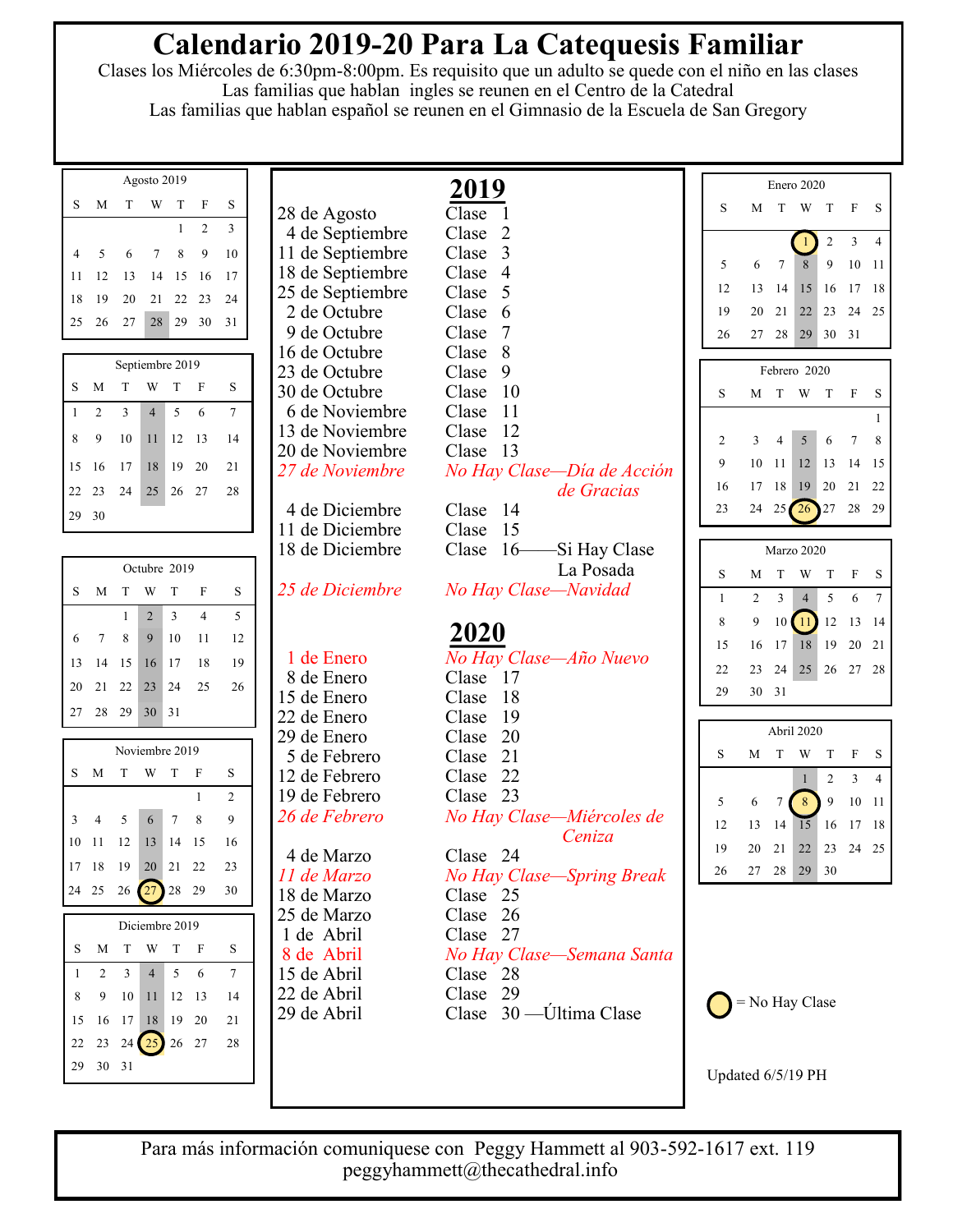# Calendario 2019-20 Para La Catequesis Familiar

Clases los Miércoles de 6:30pm-8:00pm. Es requisito que un adulto se quede con el niño en las clases
Las familias que hablan ingles se reunen en el Centro de la Catedral
Las familias que hablan español se reunen en el Gimnasio de la Escuela de San Gregory

**Agosto 2019**

| S | M | T | W | T | F | S |
|---|---|---|---|---|---|---|
| | | | | 1 | 2 | 3 |
| 4 | 5 | 6 | 7 | 8 | 9 | 10 |
| 11 | 12 | 13 | 14 | 15 | 16 | 17 |
| 18 | 19 | 20 | 21 | 22 | 23 | 24 |
| 25 | 26 | 27 | 28 | 29 | 30 | 31 |

**Septiembre 2019**

| S | M | T | W | T | F | S |
|---|---|---|---|---|---|---|
| 1 | 2 | 3 | 4 | 5 | 6 | 7 |
| 8 | 9 | 10 | 11 | 12 | 13 | 14 |
| 15 | 16 | 17 | 18 | 19 | 20 | 21 |
| 22 | 23 | 24 | 25 | 26 | 27 | 28 |
| 29 | 30 | | | | | |

**Octubre 2019**

| S | M | T | W | T | F | S |
|---|---|---|---|---|---|---|
| | | 1 | 2 | 3 | 4 | 5 |
| 6 | 7 | 8 | 9 | 10 | 11 | 12 |
| 13 | 14 | 15 | 16 | 17 | 18 | 19 |
| 20 | 21 | 22 | 23 | 24 | 25 | 26 |
| 27 | 28 | 29 | 30 | 31 | | |

**Noviembre 2019**

| S | M | T | W | T | F | S |
|---|---|---|---|---|---|---|
| | | | | | 1 | 2 |
| 3 | 4 | 5 | 6 | 7 | 8 | 9 |
| 10 | 11 | 12 | 13 | 14 | 15 | 16 |
| 17 | 18 | 19 | 20 | 21 | 22 | 23 |
| 24 | 25 | 26 | 27 | 28 | 29 | 30 |

**Diciembre 2019**

| S | M | T | W | T | F | S |
|---|---|---|---|---|---|---|
| 1 | 2 | 3 | 4 | 5 | 6 | 7 |
| 8 | 9 | 10 | 11 | 12 | 13 | 14 |
| 15 | 16 | 17 | 18 | 19 | 20 | 21 |
| 22 | 23 | 24 | 25 | 26 | 27 | 28 |
| 29 | 30 | 31 | | | | |

## 2019

| | |
|---|---|
| 28 de Agosto | Clase 1 |
| 4 de Septiembre | Clase 2 |
| 11 de Septiembre | Clase 3 |
| 18 de Septiembre | Clase 4 |
| 25 de Septiembre | Clase 5 |
| 2 de Octubre | Clase 6 |
| 9 de Octubre | Clase 7 |
| 16 de Octubre | Clase 8 |
| 23 de Octubre | Clase 9 |
| 30 de Octubre | Clase 10 |
| 6 de Noviembre | Clase 11 |
| 13 de Noviembre | Clase 12 |
| 20 de Noviembre | Clase 13 |
| *27 de Noviembre* | *No Hay Clase—Día de Acción de Gracias* |
| 4 de Diciembre | Clase 14 |
| 11 de Diciembre | Clase 15 |
| 18 de Diciembre | Clase 16——Si Hay Clase La Posada |
| *25 de Diciembre* | *No Hay Clase—Navidad* |

## 2020

| | |
|---|---|
| *1 de Enero* | *No Hay Clase—Año Nuevo* |
| 8 de Enero | Clase 17 |
| 15 de Enero | Clase 18 |
| 22 de Enero | Clase 19 |
| 29 de Enero | Clase 20 |
| 5 de Febrero | Clase 21 |
| 12 de Febrero | Clase 22 |
| 19 de Febrero | Clase 23 |
| *26 de Febrero* | *No Hay Clase—Miércoles de Ceniza* |
| 4 de Marzo | Clase 24 |
| *11 de Marzo* | *No Hay Clase—Spring Break* |
| 18 de Marzo | Clase 25 |
| 25 de Marzo | Clase 26 |
| 1 de Abril | Clase 27 |
| *8 de Abril* | *No Hay Clase—Semana Santa* |
| 15 de Abril | Clase 28 |
| 22 de Abril | Clase 29 |
| 29 de Abril | Clase 30 —Última Clase |

**Enero 2020**

| S | M | T | W | T | F | S |
|---|---|---|---|---|---|---|
| | | | 1 | 2 | 3 | 4 |
| 5 | 6 | 7 | 8 | 9 | 10 | 11 |
| 12 | 13 | 14 | 15 | 16 | 17 | 18 |
| 19 | 20 | 21 | 22 | 23 | 24 | 25 |
| 26 | 27 | 28 | 29 | 30 | 31 | |

**Febrero 2020**

| S | M | T | W | T | F | S |
|---|---|---|---|---|---|---|
| | | | | | | 1 |
| 2 | 3 | 4 | 5 | 6 | 7 | 8 |
| 9 | 10 | 11 | 12 | 13 | 14 | 15 |
| 16 | 17 | 18 | 19 | 20 | 21 | 22 |
| 23 | 24 | 25 | 26 | 27 | 28 | 29 |

**Marzo 2020**

| S | M | T | W | T | F | S |
|---|---|---|---|---|---|---|
| 1 | 2 | 3 | 4 | 5 | 6 | 7 |
| 8 | 9 | 10 | 11 | 12 | 13 | 14 |
| 15 | 16 | 17 | 18 | 19 | 20 | 21 |
| 22 | 23 | 24 | 25 | 26 | 27 | 28 |
| 29 | 30 | 31 | | | | |

**Abril 2020**

| S | M | T | W | T | F | S |
|---|---|---|---|---|---|---|
| | | | 1 | 2 | 3 | 4 |
| 5 | 6 | 7 | 8 | 9 | 10 | 11 |
| 12 | 13 | 14 | 15 | 16 | 17 | 18 |
| 19 | 20 | 21 | 22 | 23 | 24 | 25 |
| 26 | 27 | 28 | 29 | 30 | | |

○ = No Hay Clase

Updated 6/5/19 PH

Para más información comuniquese con Peggy Hammett al 903-592-1617 ext. 119
peggyhammett@thecathedral.info